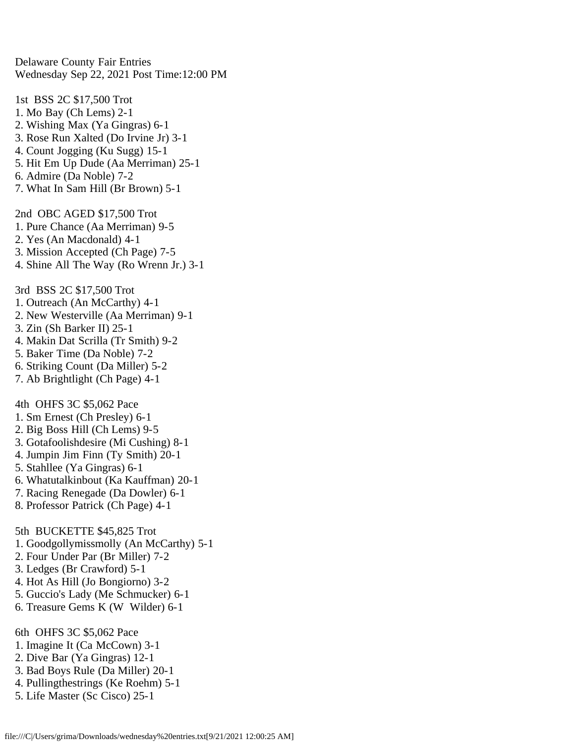Delaware County Fair Entries
Wednesday Sep 22, 2021 Post Time:12:00 PM

1st BSS 2C $17,500 Trot
1. Mo Bay (Ch Lems) 2-1
2. Wishing Max (Ya Gingras) 6-1
3. Rose Run Xalted (Do Irvine Jr) 3-1
4. Count Jogging (Ku Sugg) 15-1
5. Hit Em Up Dude (Aa Merriman) 25-1
6. Admire (Da Noble) 7-2
7. What In Sam Hill (Br Brown) 5-1

2nd OBC AGED $17,500 Trot
1. Pure Chance (Aa Merriman) 9-5
2. Yes (An Macdonald) 4-1
3. Mission Accepted (Ch Page) 7-5
4. Shine All The Way (Ro Wrenn Jr.) 3-1

3rd BSS 2C $17,500 Trot
1. Outreach (An McCarthy) 4-1
2. New Westerville (Aa Merriman) 9-1
3. Zin (Sh Barker II) 25-1
4. Makin Dat Scrilla (Tr Smith) 9-2
5. Baker Time (Da Noble) 7-2
6. Striking Count (Da Miller) 5-2
7. Ab Brightlight (Ch Page) 4-1

4th OHFS 3C $5,062 Pace
1. Sm Ernest (Ch Presley) 6-1
2. Big Boss Hill (Ch Lems) 9-5
3. Gotafoolishdesire (Mi Cushing) 8-1
4. Jumpin Jim Finn (Ty Smith) 20-1
5. Stahllee (Ya Gingras) 6-1
6. Whatutalkinbout (Ka Kauffman) 20-1
7. Racing Renegade (Da Dowler) 6-1
8. Professor Patrick (Ch Page) 4-1

5th BUCKETTE $45,825 Trot
1. Goodgollymissmolly (An McCarthy) 5-1
2. Four Under Par (Br Miller) 7-2
3. Ledges (Br Crawford) 5-1
4. Hot As Hill (Jo Bongiorno) 3-2
5. Guccio's Lady (Me Schmucker) 6-1
6. Treasure Gems K (W Wilder) 6-1

6th OHFS 3C $5,062 Pace
1. Imagine It (Ca McCown) 3-1
2. Dive Bar (Ya Gingras) 12-1
3. Bad Boys Rule (Da Miller) 20-1
4. Pullingthestrings (Ke Roehm) 5-1
5. Life Master (Sc Cisco) 25-1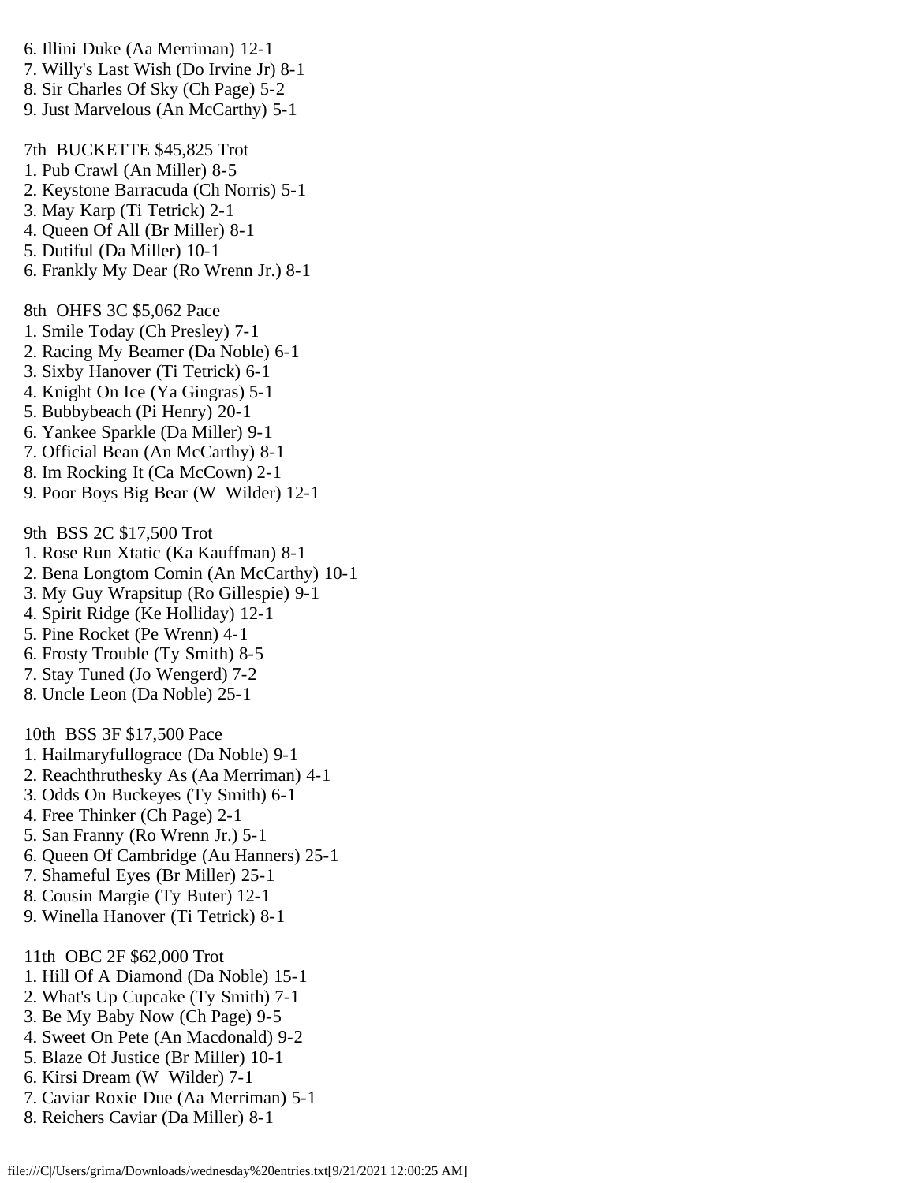6. Illini Duke (Aa Merriman) 12-1
7. Willy's Last Wish (Do Irvine Jr) 8-1
8. Sir Charles Of Sky (Ch Page) 5-2
9. Just Marvelous (An McCarthy) 5-1

7th BUCKETTE $45,825 Trot
1. Pub Crawl (An Miller) 8-5
2. Keystone Barracuda (Ch Norris) 5-1
3. May Karp (Ti Tetrick) 2-1
4. Queen Of All (Br Miller) 8-1
5. Dutiful (Da Miller) 10-1
6. Frankly My Dear (Ro Wrenn Jr.) 8-1

8th OHFS 3C $5,062 Pace
1. Smile Today (Ch Presley) 7-1
2. Racing My Beamer (Da Noble) 6-1
3. Sixby Hanover (Ti Tetrick) 6-1
4. Knight On Ice (Ya Gingras) 5-1
5. Bubbybeach (Pi Henry) 20-1
6. Yankee Sparkle (Da Miller) 9-1
7. Official Bean (An McCarthy) 8-1
8. Im Rocking It (Ca McCown) 2-1
9. Poor Boys Big Bear (W Wilder) 12-1

9th BSS 2C $17,500 Trot
1. Rose Run Xtatic (Ka Kauffman) 8-1
2. Bena Longtom Comin (An McCarthy) 10-1
3. My Guy Wrapsitup (Ro Gillespie) 9-1
4. Spirit Ridge (Ke Holliday) 12-1
5. Pine Rocket (Pe Wrenn) 4-1
6. Frosty Trouble (Ty Smith) 8-5
7. Stay Tuned (Jo Wengerd) 7-2
8. Uncle Leon (Da Noble) 25-1

10th BSS 3F $17,500 Pace
1. Hailmaryfullograce (Da Noble) 9-1
2. Reachthruthesky As (Aa Merriman) 4-1
3. Odds On Buckeyes (Ty Smith) 6-1
4. Free Thinker (Ch Page) 2-1
5. San Franny (Ro Wrenn Jr.) 5-1
6. Queen Of Cambridge (Au Hanners) 25-1
7. Shameful Eyes (Br Miller) 25-1
8. Cousin Margie (Ty Buter) 12-1
9. Winella Hanover (Ti Tetrick) 8-1

11th OBC 2F $62,000 Trot
1. Hill Of A Diamond (Da Noble) 15-1
2. What's Up Cupcake (Ty Smith) 7-1
3. Be My Baby Now (Ch Page) 9-5
4. Sweet On Pete (An Macdonald) 9-2
5. Blaze Of Justice (Br Miller) 10-1
6. Kirsi Dream (W Wilder) 7-1
7. Caviar Roxie Due (Aa Merriman) 5-1
8. Reichers Caviar (Da Miller) 8-1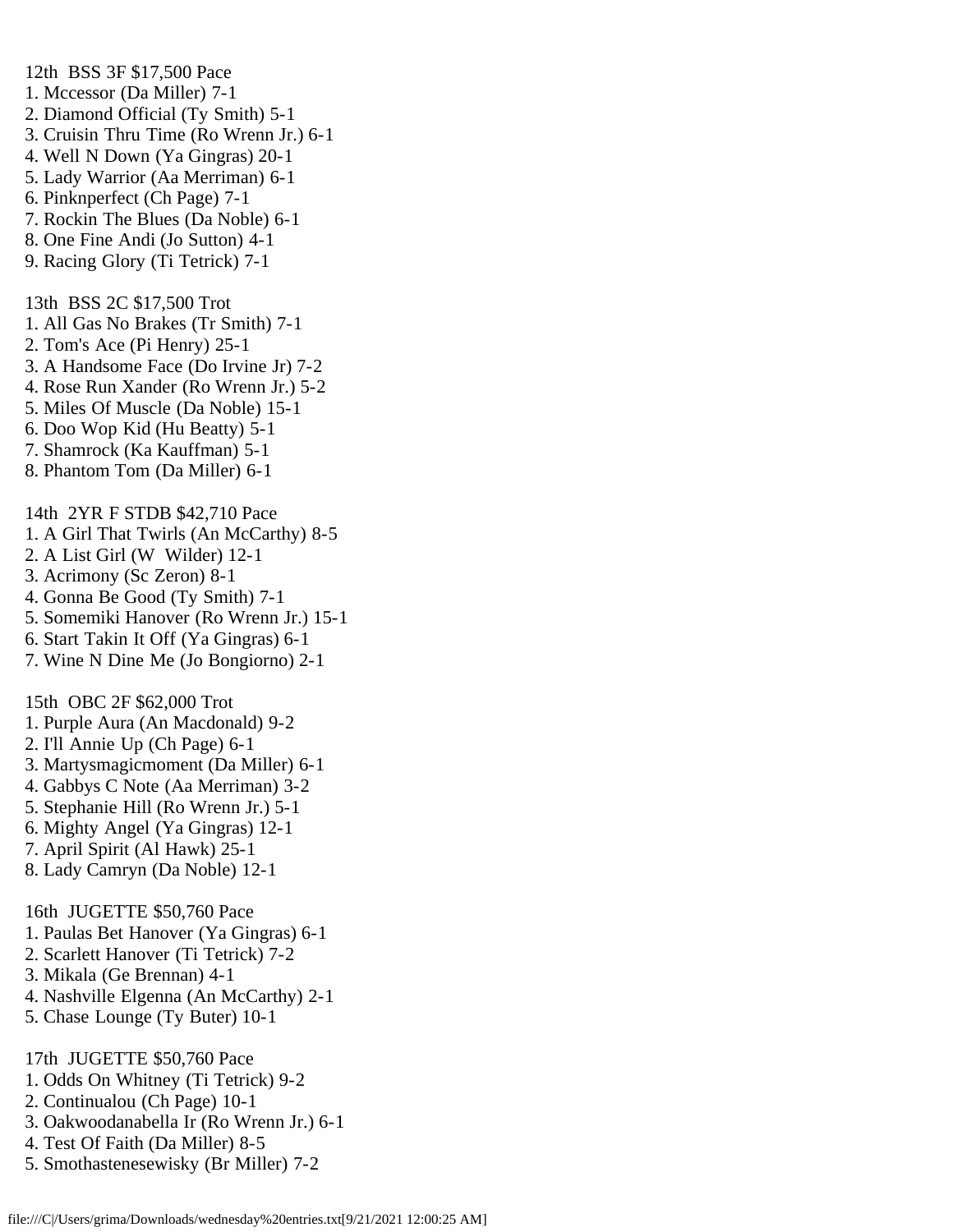12th BSS 3F $17,500 Pace

1. Mccessor (Da Miller) 7-1
2. Diamond Official (Ty Smith) 5-1
3. Cruisin Thru Time (Ro Wrenn Jr.) 6-1
4. Well N Down (Ya Gingras) 20-1
5. Lady Warrior (Aa Merriman) 6-1
6. Pinknperfect (Ch Page) 7-1
7. Rockin The Blues (Da Noble) 6-1
8. One Fine Andi (Jo Sutton) 4-1
9. Racing Glory (Ti Tetrick) 7-1

13th BSS 2C $17,500 Trot

1. All Gas No Brakes (Tr Smith) 7-1
2. Tom's Ace (Pi Henry) 25-1
3. A Handsome Face (Do Irvine Jr) 7-2
4. Rose Run Xander (Ro Wrenn Jr.) 5-2
5. Miles Of Muscle (Da Noble) 15-1
6. Doo Wop Kid (Hu Beatty) 5-1
7. Shamrock (Ka Kauffman) 5-1
8. Phantom Tom (Da Miller) 6-1

14th 2YR F STDB $42,710 Pace

1. A Girl That Twirls (An McCarthy) 8-5
2. A List Girl (W Wilder) 12-1
3. Acrimony (Sc Zeron) 8-1
4. Gonna Be Good (Ty Smith) 7-1
5. Somemiki Hanover (Ro Wrenn Jr.) 15-1
6. Start Takin It Off (Ya Gingras) 6-1
7. Wine N Dine Me (Jo Bongiorno) 2-1

15th OBC 2F $62,000 Trot

1. Purple Aura (An Macdonald) 9-2
2. I'll Annie Up (Ch Page) 6-1
3. Martysmagicmoment (Da Miller) 6-1
4. Gabbys C Note (Aa Merriman) 3-2
5. Stephanie Hill (Ro Wrenn Jr.) 5-1
6. Mighty Angel (Ya Gingras) 12-1
7. April Spirit (Al Hawk) 25-1
8. Lady Camryn (Da Noble) 12-1

16th JUGETTE $50,760 Pace

1. Paulas Bet Hanover (Ya Gingras) 6-1
2. Scarlett Hanover (Ti Tetrick) 7-2
3. Mikala (Ge Brennan) 4-1
4. Nashville Elgenna (An McCarthy) 2-1
5. Chase Lounge (Ty Buter) 10-1

17th JUGETTE $50,760 Pace

1. Odds On Whitney (Ti Tetrick) 9-2
2. Continualou (Ch Page) 10-1
3. Oakwoodanabella Ir (Ro Wrenn Jr.) 6-1
4. Test Of Faith (Da Miller) 8-5
5. Smothastenesewisky (Br Miller) 7-2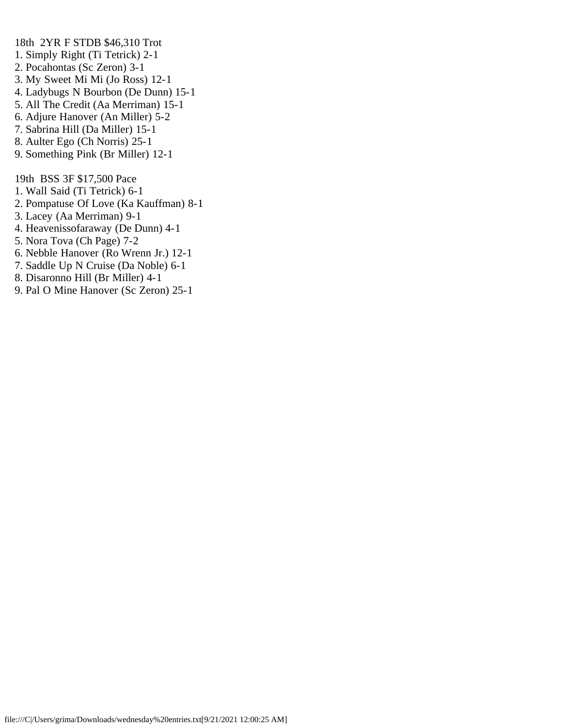18th 2YR F STDB $46,310 Trot

1. Simply Right (Ti Tetrick) 2-1
2. Pocahontas (Sc Zeron) 3-1
3. My Sweet Mi Mi (Jo Ross) 12-1
4. Ladybugs N Bourbon (De Dunn) 15-1
5. All The Credit (Aa Merriman) 15-1
6. Adjure Hanover (An Miller) 5-2
7. Sabrina Hill (Da Miller) 15-1
8. Aulter Ego (Ch Norris) 25-1
9. Something Pink (Br Miller) 12-1

19th BSS 3F $17,500 Pace

1. Wall Said (Ti Tetrick) 6-1
2. Pompatuse Of Love (Ka Kauffman) 8-1
3. Lacey (Aa Merriman) 9-1
4. Heavenissofaraway (De Dunn) 4-1
5. Nora Tova (Ch Page) 7-2
6. Nebble Hanover (Ro Wrenn Jr.) 12-1
7. Saddle Up N Cruise (Da Noble) 6-1
8. Disaronno Hill (Br Miller) 4-1
9. Pal O Mine Hanover (Sc Zeron) 25-1